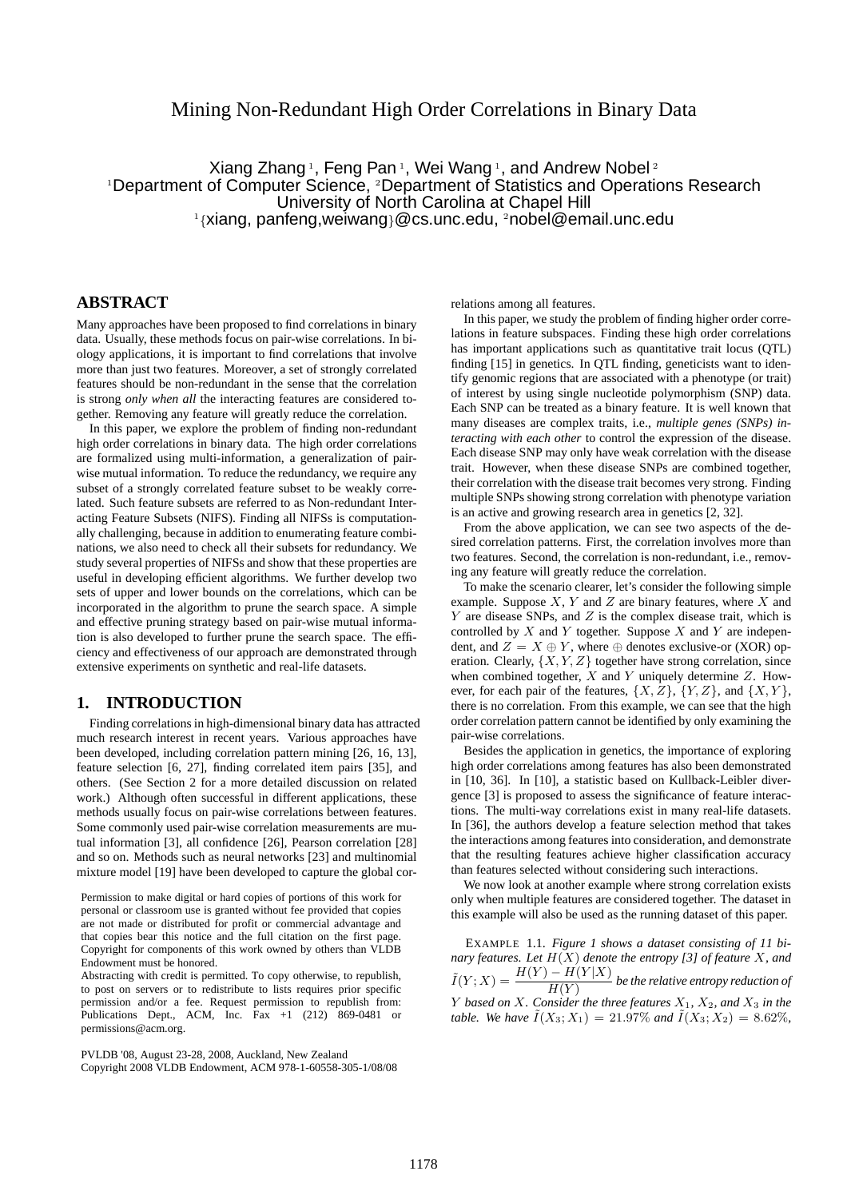# Mining Non-Redundant High Order Correlations in Binary Data

Xiang Zhang [1], Feng Pan [1], Wei Wang [1], and Andrew Nobel [2]
[1]Department of Computer Science, [2]Department of Statistics and Operations Research
University of North Carolina at Chapel Hill
[1]{xiang, panfeng,weiwang}@cs.unc.edu, [2]nobel@email.unc.edu

## ABSTRACT

Many approaches have been proposed to find correlations in binary data. Usually, these methods focus on pair-wise correlations. In biology applications, it is important to find correlations that involve more than just two features. Moreover, a set of strongly correlated features should be non-redundant in the sense that the correlation is strong *only when all* the interacting features are considered together. Removing any feature will greatly reduce the correlation.

In this paper, we explore the problem of finding non-redundant high order correlations in binary data. The high order correlations are formalized using multi-information, a generalization of pair-wise mutual information. To reduce the redundancy, we require any subset of a strongly correlated feature subset to be weakly correlated. Such feature subsets are referred to as Non-redundant Interacting Feature Subsets (NIFS). Finding all NIFSs is computationally challenging, because in addition to enumerating feature combinations, we also need to check all their subsets for redundancy. We study several properties of NIFSs and show that these properties are useful in developing efficient algorithms. We further develop two sets of upper and lower bounds on the correlations, which can be incorporated in the algorithm to prune the search space. A simple and effective pruning strategy based on pair-wise mutual information is also developed to further prune the search space. The efficiency and effectiveness of our approach are demonstrated through extensive experiments on synthetic and real-life datasets.

## 1. INTRODUCTION

Finding correlations in high-dimensional binary data has attracted much research interest in recent years. Various approaches have been developed, including correlation pattern mining [26, 16, 13], feature selection [6, 27], finding correlated item pairs [35], and others. (See Section 2 for a more detailed discussion on related work.) Although often successful in different applications, these methods usually focus on pair-wise correlations between features. Some commonly used pair-wise correlation measurements are mutual information [3], all confidence [26], Pearson correlation [28] and so on. Methods such as neural networks [23] and multinomial mixture model [19] have been developed to capture the global correlations among all features.

In this paper, we study the problem of finding higher order correlations in feature subspaces. Finding these high order correlations has important applications such as quantitative trait locus (QTL) finding [15] in genetics. In QTL finding, geneticists want to identify genomic regions that are associated with a phenotype (or trait) of interest by using single nucleotide polymorphism (SNP) data. Each SNP can be treated as a binary feature. It is well known that many diseases are complex traits, i.e., *multiple genes (SNPs) interacting with each other* to control the expression of the disease. Each disease SNP may only have weak correlation with the disease trait. However, when these disease SNPs are combined together, their correlation with the disease trait becomes very strong. Finding multiple SNPs showing strong correlation with phenotype variation is an active and growing research area in genetics [2, 32].

From the above application, we can see two aspects of the desired correlation patterns. First, the correlation involves more than two features. Second, the correlation is non-redundant, i.e., removing any feature will greatly reduce the correlation.

To make the scenario clearer, let's consider the following simple example. Suppose $X$, $Y$ and $Z$ are binary features, where $X$ and $Y$ are disease SNPs, and $Z$ is the complex disease trait, which is controlled by $X$ and $Y$ together. Suppose $X$ and $Y$ are independent, and $Z = X \oplus Y$, where $\oplus$ denotes exclusive-or (XOR) operation. Clearly, $\{X, Y, Z\}$ together have strong correlation, since when combined together, $X$ and $Y$ uniquely determine $Z$. However, for each pair of the features, $\{X, Z\}$, $\{Y, Z\}$, and $\{X, Y\}$, there is no correlation. From this example, we can see that the high order correlation pattern cannot be identified by only examining the pair-wise correlations.

Besides the application in genetics, the importance of exploring high order correlations among features has also been demonstrated in [10, 36]. In [10], a statistic based on Kullback-Leibler divergence [3] is proposed to assess the significance of feature interactions. The multi-way correlations exist in many real-life datasets. In [36], the authors develop a feature selection method that takes the interactions among features into consideration, and demonstrate that the resulting features achieve higher classification accuracy than features selected without considering such interactions.

We now look at another example where strong correlation exists only when multiple features are considered together. The dataset in this example will also be used as the running dataset of this paper.

EXAMPLE 1.1. *Figure 1 shows a dataset consisting of 11 binary features. Let $H(X)$ denote the entropy [3] of feature $X$, and $\tilde{I}(Y;X) = \dfrac{H(Y) - H(Y|X)}{H(Y)}$ be the relative entropy reduction of $Y$ based on $X$. Consider the three features $X_1$, $X_2$, and $X_3$ in the table. We have $\tilde{I}(X_3; X_1) = 21.97\%$ and $\tilde{I}(X_3; X_2) = 8.62\%$,*

Permission to make digital or hard copies of portions of this work for personal or classroom use is granted without fee provided that copies are not made or distributed for profit or commercial advantage and that copies bear this notice and the full citation on the first page. Copyright for components of this work owned by others than VLDB Endowment must be honored.
Abstracting with credit is permitted. To copy otherwise, to republish, to post on servers or to redistribute to lists requires prior specific permission and/or a fee. Request permission to republish from: Publications Dept., ACM, Inc. Fax +1 (212) 869-0481 or permissions@acm.org.

PVLDB '08, August 23-28, 2008, Auckland, New Zealand
Copyright 2008 VLDB Endowment, ACM 978-1-60558-305-1/08/08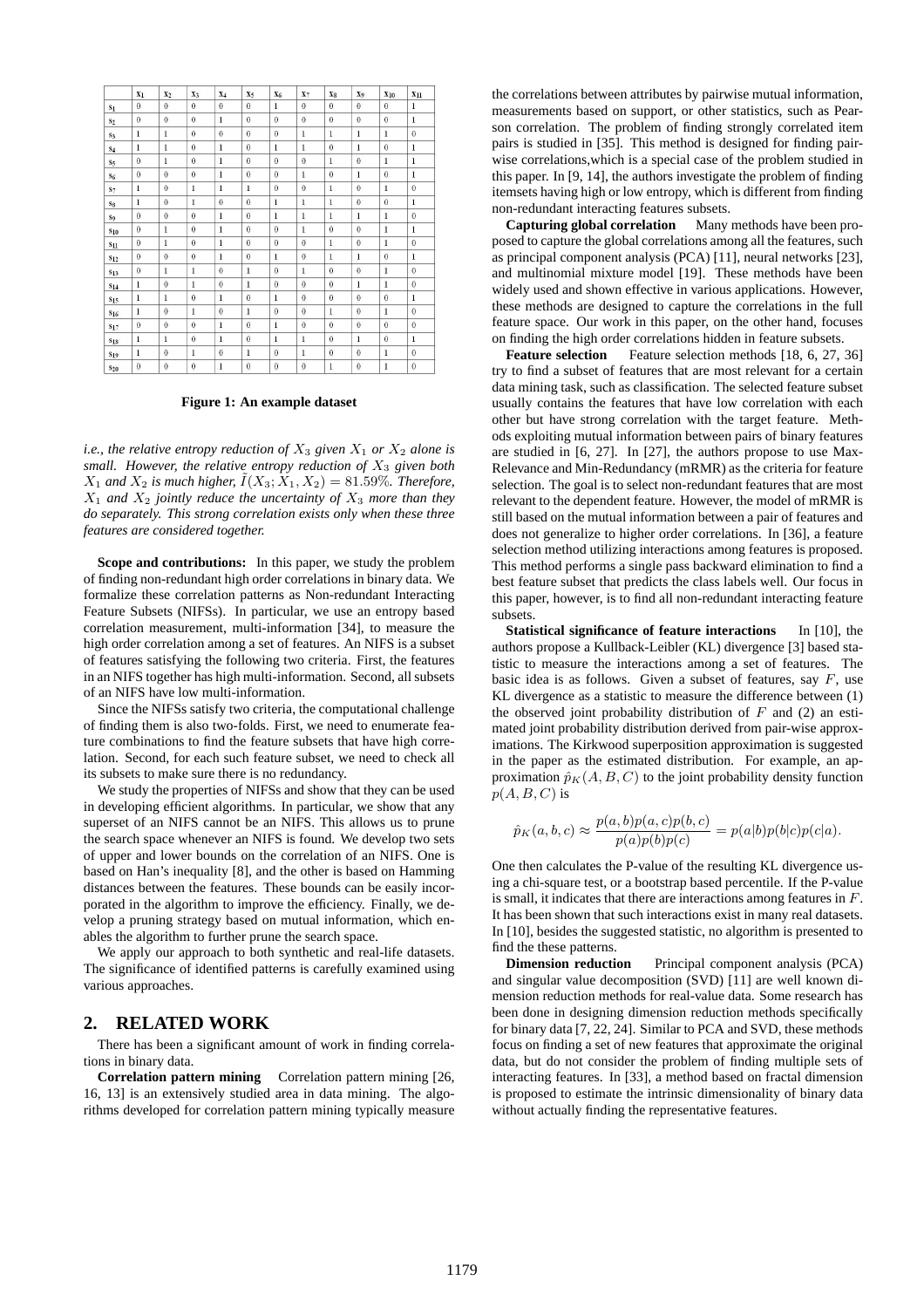| | $x_1$ | $x_2$ | $x_3$ | $x_4$ | $x_5$ | $x_6$ | $x_7$ | $x_8$ | $x_9$ | $x_{10}$ | $x_{11}$ |
|---|---|---|---|---|---|---|---|---|---|---|---|
| $s_1$ | 0 | 0 | 0 | 0 | 0 | 1 | 0 | 0 | 0 | 0 | 1 |
| $s_2$ | 0 | 0 | 0 | 1 | 0 | 0 | 0 | 0 | 0 | 0 | 1 |
| $s_3$ | 1 | 1 | 0 | 0 | 0 | 0 | 1 | 1 | 1 | 1 | 0 |
| $s_4$ | 1 | 1 | 0 | 1 | 0 | 1 | 1 | 0 | 1 | 0 | 1 |
| $s_5$ | 0 | 1 | 0 | 1 | 0 | 0 | 0 | 1 | 0 | 1 | 1 |
| $s_6$ | 0 | 0 | 0 | 1 | 0 | 0 | 1 | 0 | 1 | 0 | 1 |
| $s_7$ | 1 | 0 | 1 | 1 | 1 | 0 | 0 | 1 | 0 | 1 | 0 |
| $s_8$ | 1 | 0 | 1 | 0 | 0 | 1 | 1 | 1 | 0 | 0 | 1 |
| $s_9$ | 0 | 0 | 0 | 1 | 0 | 1 | 1 | 1 | 1 | 1 | 0 |
| $s_{10}$ | 0 | 1 | 0 | 1 | 0 | 0 | 1 | 0 | 0 | 1 | 1 |
| $s_{11}$ | 0 | 1 | 0 | 1 | 0 | 0 | 0 | 1 | 0 | 1 | 0 |
| $s_{12}$ | 0 | 0 | 0 | 1 | 0 | 1 | 0 | 1 | 1 | 0 | 1 |
| $s_{13}$ | 0 | 1 | 1 | 0 | 1 | 0 | 1 | 0 | 0 | 1 | 0 |
| $s_{14}$ | 1 | 0 | 1 | 0 | 1 | 0 | 0 | 0 | 1 | 1 | 0 |
| $s_{15}$ | 1 | 1 | 0 | 1 | 0 | 1 | 0 | 0 | 0 | 0 | 1 |
| $s_{16}$ | 1 | 0 | 1 | 0 | 1 | 0 | 0 | 1 | 0 | 1 | 0 |
| $s_{17}$ | 0 | 0 | 0 | 1 | 0 | 1 | 0 | 0 | 0 | 0 | 0 |
| $s_{18}$ | 1 | 1 | 0 | 1 | 0 | 1 | 1 | 0 | 1 | 0 | 1 |
| $s_{19}$ | 1 | 0 | 1 | 0 | 1 | 0 | 1 | 0 | 0 | 1 | 0 |
| $s_{20}$ | 0 | 0 | 0 | 1 | 0 | 0 | 0 | 1 | 0 | 1 | 0 |

**Figure 1: An example dataset**

*i.e., the relative entropy reduction of $X_3$ given $X_1$ or $X_2$ alone is small. However, the relative entropy reduction of $X_3$ given both $X_1$ and $X_2$ is much higher, $\tilde{I}(X_3; X_1, X_2) = 81.59\%$. Therefore, $X_1$ and $X_2$ jointly reduce the uncertainty of $X_3$ more than they do separately. This strong correlation exists only when these three features are considered together.*

**Scope and contributions:** In this paper, we study the problem of finding non-redundant high order correlations in binary data. We formalize these correlation patterns as Non-redundant Interacting Feature Subsets (NIFSs). In particular, we use an entropy based correlation measurement, multi-information [34], to measure the high order correlation among a set of features. An NIFS is a subset of features satisfying the following two criteria. First, the features in an NIFS together has high multi-information. Second, all subsets of an NIFS have low multi-information.

Since the NIFSs satisfy two criteria, the computational challenge of finding them is also two-folds. First, we need to enumerate feature combinations to find the feature subsets that have high correlation. Second, for each such feature subset, we need to check all its subsets to make sure there is no redundancy.

We study the properties of NIFSs and show that they can be used in developing efficient algorithms. In particular, we show that any superset of an NIFS cannot be an NIFS. This allows us to prune the search space whenever an NIFS is found. We develop two sets of upper and lower bounds on the correlation of an NIFS. One is based on Han's inequality [8], and the other is based on Hamming distances between the features. These bounds can be easily incorporated in the algorithm to improve the efficiency. Finally, we develop a pruning strategy based on mutual information, which enables the algorithm to further prune the search space.

We apply our approach to both synthetic and real-life datasets. The significance of identified patterns is carefully examined using various approaches.

## 2. RELATED WORK

There has been a significant amount of work in finding correlations in binary data.

**Correlation pattern mining** Correlation pattern mining [26, 16, 13] is an extensively studied area in data mining. The algorithms developed for correlation pattern mining typically measure the correlations between attributes by pairwise mutual information, measurements based on support, or other statistics, such as Pearson correlation. The problem of finding strongly correlated item pairs is studied in [35]. This method is designed for finding pairwise correlations,which is a special case of the problem studied in this paper. In [9, 14], the authors investigate the problem of finding itemsets having high or low entropy, which is different from finding non-redundant interacting features subsets.

**Capturing global correlation** Many methods have been proposed to capture the global correlations among all the features, such as principal component analysis (PCA) [11], neural networks [23], and multinomial mixture model [19]. These methods have been widely used and shown effective in various applications. However, these methods are designed to capture the correlations in the full feature space. Our work in this paper, on the other hand, focuses on finding the high order correlations hidden in feature subsets.

**Feature selection** Feature selection methods [18, 6, 27, 36] try to find a subset of features that are most relevant for a certain data mining task, such as classification. The selected feature subset usually contains the features that have low correlation with each other but have strong correlation with the target feature. Methods exploiting mutual information between pairs of binary features are studied in [6, 27]. In [27], the authors propose to use Max-Relevance and Min-Redundancy (mRMR) as the criteria for feature selection. The goal is to select non-redundant features that are most relevant to the dependent feature. However, the model of mRMR is still based on the mutual information between a pair of features and does not generalize to higher order correlations. In [36], a feature selection method utilizing interactions among features is proposed. This method performs a single pass backward elimination to find a best feature subset that predicts the class labels well. Our focus in this paper, however, is to find all non-redundant interacting feature subsets.

**Statistical significance of feature interactions** In [10], the authors propose a Kullback-Leibler (KL) divergence [3] based statistic to measure the interactions among a set of features. The basic idea is as follows. Given a subset of features, say $F$, use KL divergence as a statistic to measure the difference between (1) the observed joint probability distribution of $F$ and (2) an estimated joint probability distribution derived from pair-wise approximations. The Kirkwood superposition approximation is suggested in the paper as the estimated distribution. For example, an approximation $\hat{p}_K(A, B, C)$ to the joint probability density function $p(A, B, C)$ is

$$\hat{p}_K(a, b, c) \approx \frac{p(a, b)p(a, c)p(b, c)}{p(a)p(b)p(c)} = p(a|b)p(b|c)p(c|a).$$

One then calculates the P-value of the resulting KL divergence using a chi-square test, or a bootstrap based percentile. If the P-value is small, it indicates that there are interactions among features in $F$. It has been shown that such interactions exist in many real datasets. In [10], besides the suggested statistic, no algorithm is presented to find the these patterns.

**Dimension reduction** Principal component analysis (PCA) and singular value decomposition (SVD) [11] are well known dimension reduction methods for real-value data. Some research has been done in designing dimension reduction methods specifically for binary data [7, 22, 24]. Similar to PCA and SVD, these methods focus on finding a set of new features that approximate the original data, but do not consider the problem of finding multiple sets of interacting features. In [33], a method based on fractal dimension is proposed to estimate the intrinsic dimensionality of binary data without actually finding the representative features.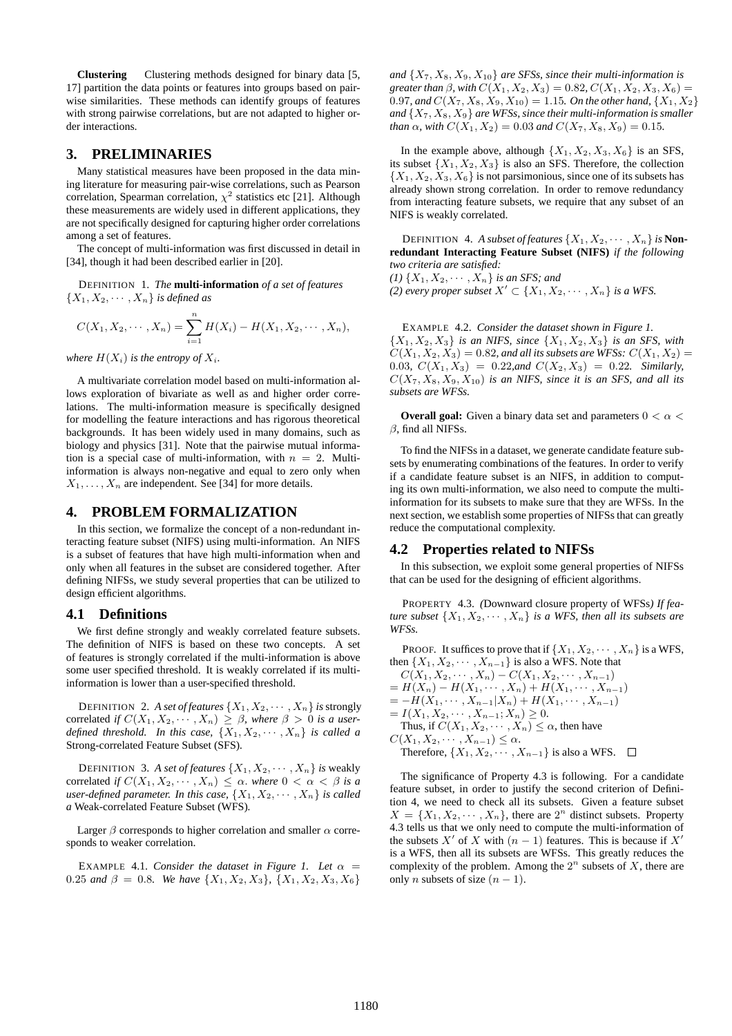**Clustering** Clustering methods designed for binary data [5, 17] partition the data points or features into groups based on pairwise similarities. These methods can identify groups of features with strong pairwise correlations, but are not adapted to higher order interactions.

# 3. PRELIMINARIES

Many statistical measures have been proposed in the data mining literature for measuring pair-wise correlations, such as Pearson correlation, Spearman correlation, $\chi^2$ statistics etc [21]. Although these measurements are widely used in different applications, they are not specifically designed for capturing higher order correlations among a set of features.

The concept of multi-information was first discussed in detail in [34], though it had been described earlier in [20].

DEFINITION 1. *The* **multi-information** *of a set of features* $\{X_1, X_2, \cdots, X_n\}$ *is defined as*

$$C(X_1, X_2, \cdots, X_n) = \sum_{i=1}^{n} H(X_i) - H(X_1, X_2, \cdots, X_n),$$

*where* $H(X_i)$ *is the entropy of* $X_i$.

A multivariate correlation model based on multi-information allows exploration of bivariate as well as and higher order correlations. The multi-information measure is specifically designed for modelling the feature interactions and has rigorous theoretical backgrounds. It has been widely used in many domains, such as biology and physics [31]. Note that the pairwise mutual information is a special case of multi-information, with $n = 2$. Multi-information is always non-negative and equal to zero only when $X_1, \ldots, X_n$ are independent. See [34] for more details.

# 4. PROBLEM FORMALIZATION

In this section, we formalize the concept of a non-redundant interacting feature subset (NIFS) using multi-information. An NIFS is a subset of features that have high multi-information when and only when all features in the subset are considered together. After defining NIFSs, we study several properties that can be utilized to design efficient algorithms.

## 4.1 Definitions

We first define strongly and weakly correlated feature subsets. The definition of NIFS is based on these two concepts. A set of features is strongly correlated if the multi-information is above some user specified threshold. It is weakly correlated if its multi-information is lower than a user-specified threshold.

DEFINITION 2. *A set of features* $\{X_1, X_2, \cdots, X_n\}$ *is* strongly correlated *if* $C(X_1, X_2, \cdots, X_n) \geq \beta$*, where* $\beta > 0$ *is a user-defined threshold. In this case,* $\{X_1, X_2, \cdots, X_n\}$ *is called a* Strong-correlated Feature Subset (SFS).

DEFINITION 3. *A set of features* $\{X_1, X_2, \cdots, X_n\}$ *is* weakly correlated *if* $C(X_1, X_2, \cdots, X_n) \leq \alpha$*. where* $0 < \alpha < \beta$ *is a user-defined parameter. In this case,* $\{X_1, X_2, \cdots, X_n\}$ *is called a* Weak-correlated Feature Subset (WFS).

Larger $\beta$ corresponds to higher correlation and smaller $\alpha$ corresponds to weaker correlation.

EXAMPLE 4.1. *Consider the dataset in Figure 1. Let* $\alpha = 0.25$ *and* $\beta = 0.8$*. We have* $\{X_1, X_2, X_3\}$*,* $\{X_1, X_2, X_3, X_6\}$ *and* $\{X_7, X_8, X_9, X_{10}\}$ *are SFSs, since their multi-information is greater than* $\beta$*, with* $C(X_1, X_2, X_3) = 0.82$*,* $C(X_1, X_2, X_3, X_6) = 0.97$*, and* $C(X_7, X_8, X_9, X_{10}) = 1.15$*. On the other hand,* $\{X_1, X_2\}$ *and* $\{X_7, X_8, X_9\}$ *are WFSs, since their multi-information is smaller than* $\alpha$*, with* $C(X_1, X_2) = 0.03$ *and* $C(X_7, X_8, X_9) = 0.15$*.*

In the example above, although $\{X_1, X_2, X_3, X_6\}$ is an SFS, its subset $\{X_1, X_2, X_3\}$ is also an SFS. Therefore, the collection $\{X_1, X_2, X_3, X_6\}$ is not parsimonious, since one of its subsets has already shown strong correlation. In order to remove redundancy from interacting feature subsets, we require that any subset of an NIFS is weakly correlated.

DEFINITION 4. *A subset of features* $\{X_1, X_2, \cdots, X_n\}$ *is* **Non-redundant Interacting Feature Subset (NIFS)** *if the following two criteria are satisfied:*
*(1)* $\{X_1, X_2, \cdots, X_n\}$ *is an SFS; and*
*(2) every proper subset* $X' \subset \{X_1, X_2, \cdots, X_n\}$ *is a WFS.*

EXAMPLE 4.2. *Consider the dataset shown in Figure 1.* $\{X_1, X_2, X_3\}$ *is an NIFS, since* $\{X_1, X_2, X_3\}$ *is an SFS, with* $C(X_1, X_2, X_3) = 0.82$*, and all its subsets are WFSs:* $C(X_1, X_2) = 0.03$*,* $C(X_1, X_3) = 0.22$*,and* $C(X_2, X_3) = 0.22$*. Similarly,* $C(X_7, X_8, X_9, X_{10})$ *is an NIFS, since it is an SFS, and all its subsets are WFSs.*

**Overall goal:** Given a binary data set and parameters $0 < \alpha < \beta$, find all NIFSs.

To find the NIFSs in a dataset, we generate candidate feature subsets by enumerating combinations of the features. In order to verify if a candidate feature subset is an NIFS, in addition to computing its own multi-information, we also need to compute the multi-information for its subsets to make sure that they are WFSs. In the next section, we establish some properties of NIFSs that can greatly reduce the computational complexity.

## 4.2 Properties related to NIFSs

In this subsection, we exploit some general properties of NIFSs that can be used for the designing of efficient algorithms.

PROPERTY 4.3. *(*Downward closure property of WFSs*) If feature subset* $\{X_1, X_2, \cdots, X_n\}$ *is a WFS, then all its subsets are WFSs.*

PROOF. It suffices to prove that if $\{X_1, X_2, \cdots, X_n\}$ is a WFS, then $\{X_1, X_2, \cdots, X_{n-1}\}$ is also a WFS. Note that

$$C(X_1, X_2, \cdots, X_n) - C(X_1, X_2, \cdots, X_{n-1})$$
$$= H(X_n) - H(X_1, \cdots, X_n) + H(X_1, \cdots, X_{n-1})$$
$$= -H(X_1, \cdots, X_{n-1}|X_n) + H(X_1, \cdots, X_{n-1})$$
$$= I(X_1, X_2, \cdots, X_{n-1}; X_n) \geq 0.$$

Thus, if $C(X_1, X_2, \cdots, X_n) \leq \alpha$, then have
$C(X_1, X_2, \cdots, X_{n-1}) \leq \alpha$.
Therefore, $\{X_1, X_2, \cdots, X_{n-1}\}$ is also a WFS. □

The significance of Property 4.3 is following. For a candidate feature subset, in order to justify the second criterion of Definition 4, we need to check all its subsets. Given a feature subset $X = \{X_1, X_2, \cdots, X_n\}$, there are $2^n$ distinct subsets. Property 4.3 tells us that we only need to compute the multi-information of the subsets $X'$ of $X$ with $(n-1)$ features. This is because if $X'$ is a WFS, then all its subsets are WFSs. This greatly reduces the complexity of the problem. Among the $2^n$ subsets of $X$, there are only $n$ subsets of size $(n-1)$.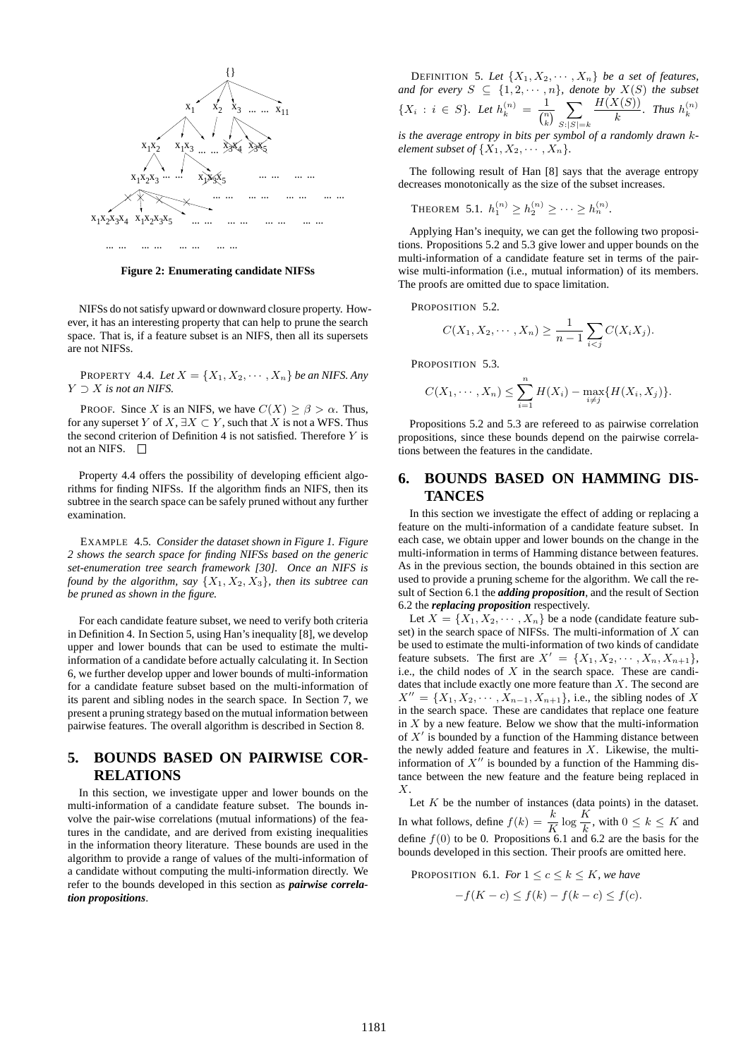{}

$x_1$ $x_2$ $x_3$ ... ... $x_{11}$

$x_1x_2$ $x_1x_3$ ... ... $x_3x_4$ $x_3x_5$

$x_1x_2x_3$ ... ... $x_1x_3x_5$ ... ... ... ...

... ... ... ... ... ... ... ...

$x_1x_2x_3x_4$ $x_1x_2x_3x_5$ ... ... ... ... ... ... ... ...

... ... ... ... ... ... ... ...

**Figure 2: Enumerating candidate NIFSs**

NIFSs do not satisfy upward or downward closure property. However, it has an interesting property that can help to prune the search space. That is, if a feature subset is an NIFS, then all its supersets are not NIFSs.

PROPERTY 4.4. *Let $X = \{X_1, X_2, \cdots, X_n\}$ be an NIFS. Any $Y \supset X$ is not an NIFS.*

PROOF. Since $X$ is an NIFS, we have $C(X) \geq \beta > \alpha$. Thus, for any superset $Y$ of $X$, $\exists X \subset Y$, such that $X$ is not a WFS. Thus the second criterion of Definition 4 is not satisfied. Therefore $Y$ is not an NIFS. □

Property 4.4 offers the possibility of developing efficient algorithms for finding NIFSs. If the algorithm finds an NIFS, then its subtree in the search space can be safely pruned without any further examination.

EXAMPLE 4.5. *Consider the dataset shown in Figure 1. Figure 2 shows the search space for finding NIFSs based on the generic set-enumeration tree search framework [30]. Once an NIFS is found by the algorithm, say $\{X_1, X_2, X_3\}$, then its subtree can be pruned as shown in the figure.*

For each candidate feature subset, we need to verify both criteria in Definition 4. In Section 5, using Han's inequality [8], we develop upper and lower bounds that can be used to estimate the multi-information of a candidate before actually calculating it. In Section 6, we further develop upper and lower bounds of multi-information for a candidate feature subset based on the multi-information of its parent and sibling nodes in the search space. In Section 7, we present a pruning strategy based on the mutual information between pairwise features. The overall algorithm is described in Section 8.

# 5. BOUNDS BASED ON PAIRWISE CORRELATIONS

In this section, we investigate upper and lower bounds on the multi-information of a candidate feature subset. The bounds involve the pair-wise correlations (mutual informations) of the features in the candidate, and are derived from existing inequalities in the information theory literature. These bounds are used in the algorithm to provide a range of values of the multi-information of a candidate without computing the multi-information directly. We refer to the bounds developed in this section as ***pairwise correlation propositions***.

DEFINITION 5. *Let $\{X_1, X_2, \cdots, X_n\}$ be a set of features, and for every $S \subseteq \{1, 2, \cdots, n\}$, denote by $X(S)$ the subset $\{X_i : i \in S\}$. Let $h_k^{(n)} = \frac{1}{\binom{n}{k}} \sum_{S:|S|=k} \frac{H(X(S))}{k}$. Thus $h_k^{(n)}$ is the average entropy in bits per symbol of a randomly drawn $k$-element subset of $\{X_1, X_2, \cdots, X_n\}$.*

The following result of Han [8] says that the average entropy decreases monotonically as the size of the subset increases.

THEOREM 5.1. *$h_1^{(n)} \geq h_2^{(n)} \geq \cdots \geq h_n^{(n)}$.*

Applying Han's inequality, we can get the following two propositions. Propositions 5.2 and 5.3 give lower and upper bounds on the multi-information of a candidate feature set in terms of the pairwise multi-information (i.e., mutual information) of its members. The proofs are omitted due to space limitation.

PROPOSITION 5.2.

$$C(X_1, X_2, \cdots, X_n) \geq \frac{1}{n-1} \sum_{i<j} C(X_i X_j).$$

PROPOSITION 5.3.

$$C(X_1, \cdots, X_n) \leq \sum_{i=1}^{n} H(X_i) - \max_{i \neq j}\{H(X_i, X_j)\}.$$

Propositions 5.2 and 5.3 are refereed to as pairwise correlation propositions, since these bounds depend on the pairwise correlations between the features in the candidate.

# 6. BOUNDS BASED ON HAMMING DISTANCES

In this section we investigate the effect of adding or replacing a feature on the multi-information of a candidate feature subset. In each case, we obtain upper and lower bounds on the change in the multi-information in terms of Hamming distance between features. As in the previous section, the bounds obtained in this section are used to provide a pruning scheme for the algorithm. We call the result of Section 6.1 the ***adding proposition***, and the result of Section 6.2 the ***replacing proposition*** respectively.

Let $X = \{X_1, X_2, \cdots, X_n\}$ be a node (candidate feature subset) in the search space of NIFSs. The multi-information of $X$ can be used to estimate the multi-information of two kinds of candidate feature subsets. The first are $X' = \{X_1, X_2, \cdots, X_n, X_{n+1}\}$, i.e., the child nodes of $X$ in the search space. These are candidates that include exactly one more feature than $X$. The second are $X'' = \{X_1, X_2, \cdots, X_{n-1}, X_{n+1}\}$, i.e., the sibling nodes of $X$ in the search space. These are candidates that replace one feature in $X$ by a new feature. Below we show that the multi-information of $X'$ is bounded by a function of the Hamming distance between the newly added feature and features in $X$. Likewise, the multi-information of $X''$ is bounded by a function of the Hamming distance between the new feature and the feature being replaced in $X$.

Let $K$ be the number of instances (data points) in the dataset. In what follows, define $f(k) = \frac{k}{K} \log \frac{K}{k}$, with $0 \leq k \leq K$ and define $f(0)$ to be 0. Propositions 6.1 and 6.2 are the basis for the bounds developed in this section. Their proofs are omitted here.

PROPOSITION 6.1. *For $1 \leq c \leq k \leq K$, we have*

$$-f(K - c) \leq f(k) - f(k - c) \leq f(c).$$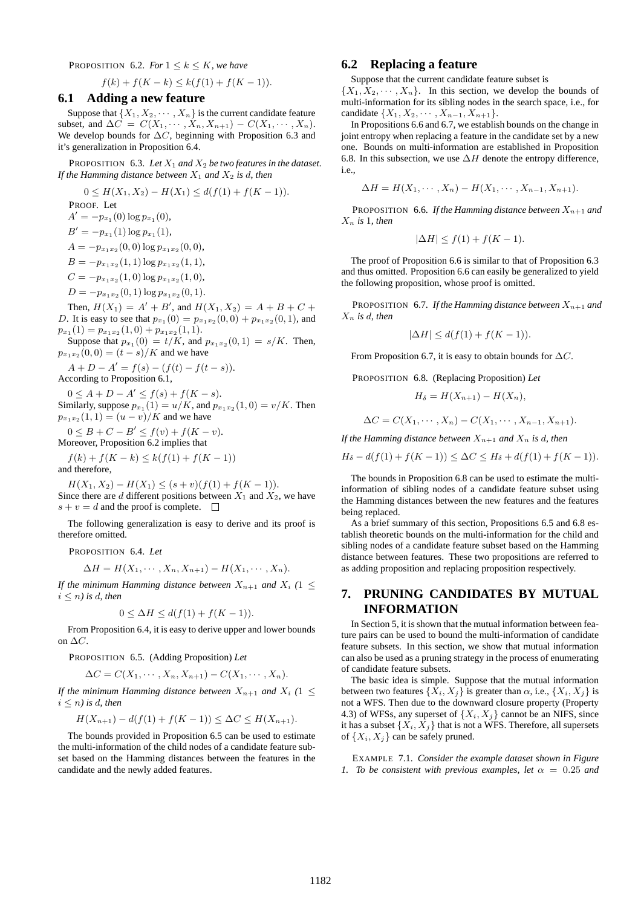PROPOSITION 6.2. *For $1 \leq k \leq K$, we have*

$$f(k) + f(K-k) \leq k(f(1) + f(K-1)).$$

## 6.1 Adding a new feature

Suppose that $\{X_1, X_2, \cdots, X_n\}$ is the current candidate feature subset, and $\Delta C = C(X_1, \cdots, X_n, X_{n+1}) - C(X_1, \cdots, X_n)$. We develop bounds for $\Delta C$, beginning with Proposition 6.3 and it's generalization in Proposition 6.4.

PROPOSITION 6.3. *Let $X_1$ and $X_2$ be two features in the dataset. If the Hamming distance between $X_1$ and $X_2$ is $d$, then*

$$0 \leq H(X_1, X_2) - H(X_1) \leq d(f(1) + f(K-1)).$$

PROOF. Let

$A' = -p_{x_1}(0) \log p_{x_1}(0)$,

$B' = -p_{x_1}(1) \log p_{x_1}(1)$,

$A = -p_{x_1 x_2}(0,0) \log p_{x_1 x_2}(0,0)$,

$B = -p_{x_1 x_2}(1,1) \log p_{x_1 x_2}(1,1)$,

$C = -p_{x_1 x_2}(1,0) \log p_{x_1 x_2}(1,0)$,

$D = -p_{x_1 x_2}(0,1) \log p_{x_1 x_2}(0,1)$.

Then, $H(X_1) = A' + B'$, and $H(X_1, X_2) = A + B + C + D$. It is easy to see that $p_{x_1}(0) = p_{x_1 x_2}(0,0) + p_{x_1 x_2}(0,1)$, and $p_{x_1}(1) = p_{x_1 x_2}(1,0) + p_{x_1 x_2}(1,1)$.

Suppose that $p_{x_1}(0) = t/K$, and $p_{x_1 x_2}(0,1) = s/K$. Then, $p_{x_1 x_2}(0,0) = (t-s)/K$ and we have

$$A + D - A' = f(s) - (f(t) - f(t-s)).$$

According to Proposition 6.1,

$$0 \leq A + D - A' \leq f(s) + f(K-s).$$

Similarly, suppose $p_{x_1}(1) = u/K$, and $p_{x_1 x_2}(1,0) = v/K$. Then $p_{x_1 x_2}(1,1) = (u-v)/K$ and we have

$$0 \leq B + C - B' \leq f(v) + f(K-v).$$

Moreover, Proposition 6.2 implies that

$$f(k) + f(K-k) \leq k(f(1) + f(K-1))$$

and therefore,

$$H(X_1, X_2) - H(X_1) \leq (s+v)(f(1) + f(K-1)).$$

Since there are $d$ different positions between $X_1$ and $X_2$, we have $s + v = d$ and the proof is complete. □

The following generalization is easy to derive and its proof is therefore omitted.

PROPOSITION 6.4. *Let*

$$\Delta H = H(X_1, \cdots, X_n, X_{n+1}) - H(X_1, \cdots, X_n).$$

*If the minimum Hamming distance between $X_{n+1}$ and $X_i$ ($1 \leq i \leq n$) is $d$, then*

$$0 \leq \Delta H \leq d(f(1) + f(K-1)).$$

From Proposition 6.4, it is easy to derive upper and lower bounds on $\Delta C$.

PROPOSITION 6.5. (Adding Proposition) *Let*

$$\Delta C = C(X_1, \cdots, X_n, X_{n+1}) - C(X_1, \cdots, X_n).$$

*If the minimum Hamming distance between $X_{n+1}$ and $X_i$ ($1 \leq i \leq n$) is $d$, then*

$$H(X_{n+1}) - d(f(1) + f(K-1)) \leq \Delta C \leq H(X_{n+1}).$$

The bounds provided in Proposition 6.5 can be used to estimate the multi-information of the child nodes of a candidate feature subset based on the Hamming distances between the features in the candidate and the newly added features.

## 6.2 Replacing a feature

Suppose that the current candidate feature subset is $\{X_1, X_2, \cdots, X_n\}$. In this section, we develop the bounds of multi-information for its sibling nodes in the search space, i.e., for candidate $\{X_1, X_2, \cdots, X_{n-1}, X_{n+1}\}$.

In Propositions 6.6 and 6.7, we establish bounds on the change in joint entropy when replacing a feature in the candidate set by a new one. Bounds on multi-information are established in Proposition 6.8. In this subsection, we use $\Delta H$ denote the entropy difference, i.e.,

$$\Delta H = H(X_1, \cdots, X_n) - H(X_1, \cdots, X_{n-1}, X_{n+1}).$$

PROPOSITION 6.6. *If the Hamming distance between $X_{n+1}$ and $X_n$ is 1, then*

$$|\Delta H| \leq f(1) + f(K-1).$$

The proof of Proposition 6.6 is similar to that of Proposition 6.3 and thus omitted. Proposition 6.6 can easily be generalized to yield the following proposition, whose proof is omitted.

PROPOSITION 6.7. *If the Hamming distance between $X_{n+1}$ and $X_n$ is $d$, then*

$$|\Delta H| \leq d(f(1) + f(K-1)).$$

From Proposition 6.7, it is easy to obtain bounds for $\Delta C$.

PROPOSITION 6.8. (Replacing Proposition) *Let*

$$H_\delta = H(X_{n+1}) - H(X_n),$$

$$\Delta C = C(X_1, \cdots, X_n) - C(X_1, \cdots, X_{n-1}, X_{n+1}).$$

*If the Hamming distance between $X_{n+1}$ and $X_n$ is $d$, then*

$$H_\delta - d(f(1) + f(K-1)) \leq \Delta C \leq H_\delta + d(f(1) + f(K-1)).$$

The bounds in Proposition 6.8 can be used to estimate the multi-information of sibling nodes of a candidate feature subset using the Hamming distances between the new features and the features being replaced.

As a brief summary of this section, Propositions 6.5 and 6.8 establish theoretic bounds on the multi-information for the child and sibling nodes of a candidate feature subset based on the Hamming distance between features. These two propositions are referred to as adding proposition and replacing proposition respectively.

# 7. PRUNING CANDIDATES BY MUTUAL INFORMATION

In Section 5, it is shown that the mutual information between feature pairs can be used to bound the multi-information of candidate feature subsets. In this section, we show that mutual information can also be used as a pruning strategy in the process of enumerating of candidate feature subsets.

The basic idea is simple. Suppose that the mutual information between two features $\{X_i, X_j\}$ is greater than $\alpha$, i.e., $\{X_i, X_j\}$ is not a WFS. Then due to the downward closure property (Property 4.3) of WFSs, any superset of $\{X_i, X_j\}$ cannot be an NIFS, since it has a subset $\{X_i, X_j\}$ that is not a WFS. Therefore, all supersets of $\{X_i, X_j\}$ can be safely pruned.

EXAMPLE 7.1. *Consider the example dataset shown in Figure 1. To be consistent with previous examples, let $\alpha = 0.25$ and*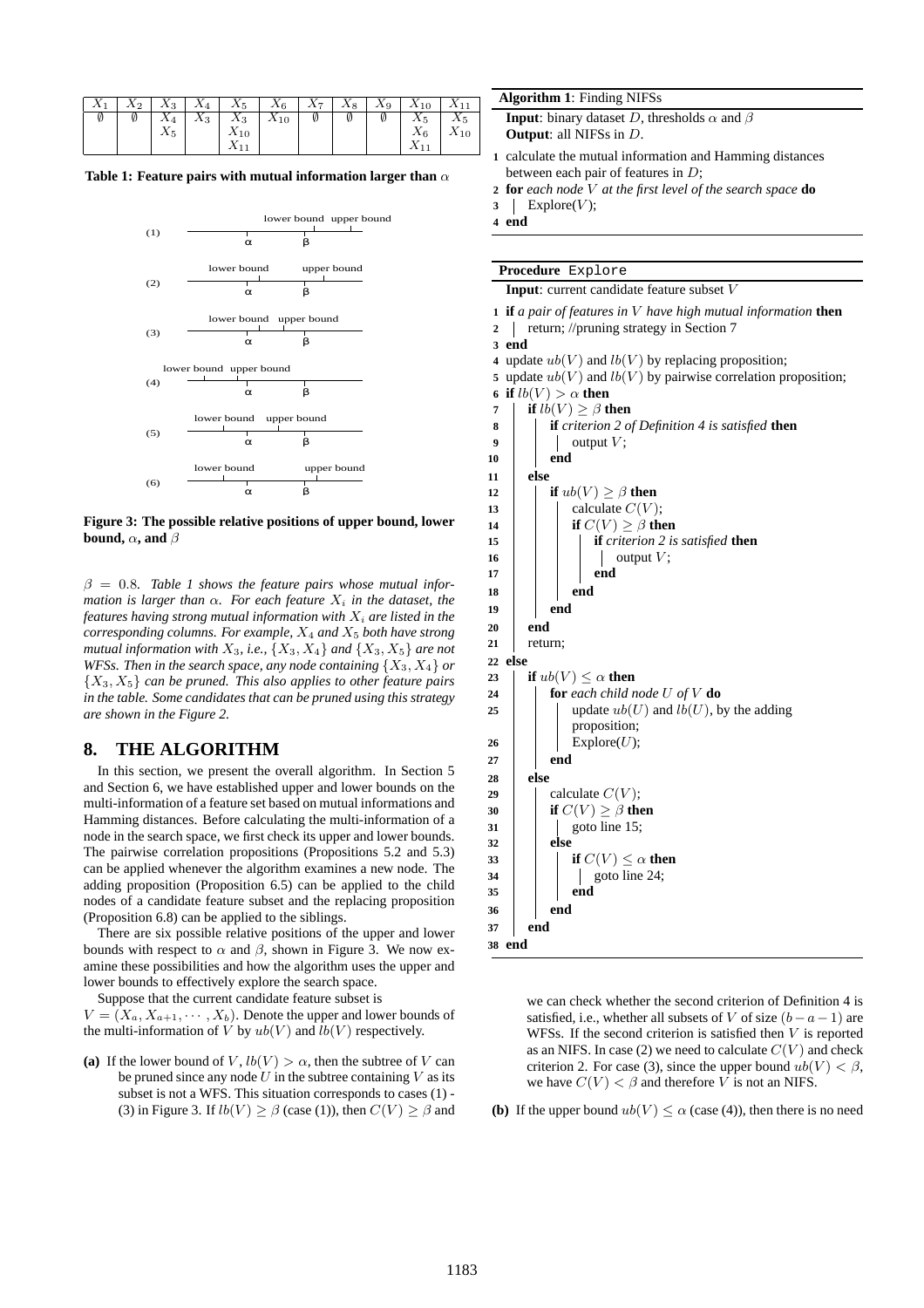| $X_1$ | $X_2$ | $X_3$ | $X_4$ | $X_5$ | $X_6$ | $X_7$ | $X_8$ | $X_9$ | $X_{10}$ | $X_{11}$ |
|---|---|---|---|---|---|---|---|---|---|---|
| $\emptyset$ | $\emptyset$ | $X_4$ $X_5$ | $X_3$ | $X_3$ $X_{10}$ $X_{11}$ | $X_{10}$ | $\emptyset$ | $\emptyset$ | $\emptyset$ | $X_5$ $X_6$ $X_{11}$ | $X_5$ $X_{10}$ |

**Table 1: Feature pairs with mutual information larger than $\alpha$**

(1) lower bound upper bound α β

(2) lower bound upper bound α β

(3) lower bound upper bound α β

(4) lower bound upper bound α β

(5) lower bound upper bound α β

(6) lower bound upper bound α β

**Figure 3: The possible relative positions of upper bound, lower bound, $\alpha$, and $\beta$**

$\beta = 0.8$. *Table 1 shows the feature pairs whose mutual information is larger than $\alpha$. For each feature $X_i$ in the dataset, the features having strong mutual information with $X_i$ are listed in the corresponding columns. For example, $X_4$ and $X_5$ both have strong mutual information with $X_3$, i.e., $\{X_3, X_4\}$ and $\{X_3, X_5\}$ are not WFSs. Then in the search space, any node containing $\{X_3, X_4\}$ or $\{X_3, X_5\}$ can be pruned. This also applies to other feature pairs in the table. Some candidates that can be pruned using this strategy are shown in the Figure 2.*

## 8. THE ALGORITHM

In this section, we present the overall algorithm. In Section 5 and Section 6, we have established upper and lower bounds on the multi-information of a feature set based on mutual informations and Hamming distances. Before calculating the multi-information of a node in the search space, we first check its upper and lower bounds. The pairwise correlation propositions (Propositions 5.2 and 5.3) can be applied whenever the algorithm examines a new node. The adding proposition (Proposition 6.5) can be applied to the child nodes of a candidate feature subset and the replacing proposition (Proposition 6.8) can be applied to the siblings.

There are six possible relative positions of the upper and lower bounds with respect to $\alpha$ and $\beta$, shown in Figure 3. We now examine these possibilities and how the algorithm uses the upper and lower bounds to effectively explore the search space.

Suppose that the current candidate feature subset is $V = (X_a, X_{a+1}, \cdots, X_b)$. Denote the upper and lower bounds of the multi-information of $V$ by $ub(V)$ and $lb(V)$ respectively.

**(a)** If the lower bound of $V$, $lb(V) > \alpha$, then the subtree of $V$ can be pruned since any node $U$ in the subtree containing $V$ as its subset is not a WFS. This situation corresponds to cases (1) - (3) in Figure 3. If $lb(V) \geq \beta$ (case (1)), then $C(V) \geq \beta$ and we can check whether the second criterion of Definition 4 is satisfied, i.e., whether all subsets of $V$ of size $(b-a-1)$ are WFSs. If the second criterion is satisfied then $V$ is reported as an NIFS. In case (2) we need to calculate $C(V)$ and check criterion 2. For case (3), since the upper bound $ub(V) < \beta$, we have $C(V) < \beta$ and therefore $V$ is not an NIFS.

**(b)** If the upper bound $ub(V) \leq \alpha$ (case (4)), then there is no need

---

**Algorithm 1**: Finding NIFSs

**Input**: binary dataset $D$, thresholds $\alpha$ and $\beta$
**Output**: all NIFSs in $D$.

```
1 calculate the mutual information and Hamming distances
  between each pair of features in D;
2 for each node V at the first level of the search space do
3 |   Explore(V);
4 end
```

---

**Procedure** Explore

**Input**: current candidate feature subset $V$

```
1  if a pair of features in V have high mutual information then
2  |   return; //pruning strategy in Section 7
3  end
4  update ub(V) and lb(V) by replacing proposition;
5  update ub(V) and lb(V) by pairwise correlation proposition;
6  if lb(V) > α then
7  |   if lb(V) ≥ β then
8  |   |   if criterion 2 of Definition 4 is satisfied then
9  |   |   |   output V;
10 |   |   end
11 |   else
12 |   |   if ub(V) ≥ β then
13 |   |   |   calculate C(V);
14 |   |   |   if C(V) ≥ β then
15 |   |   |   |   if criterion 2 is satisfied then
16 |   |   |   |   |   output V;
17 |   |   |   |   end
18 |   |   |   end
19 |   |   end
20 |   end
21 |   return;
22 else
23 |   if ub(V) ≤ α then
24 |   |   for each child node U of V do
25 |   |   |   update ub(U) and lb(U), by the adding
   |   |   |   proposition;
26 |   |   |   Explore(U);
27 |   |   end
28 |   else
29 |   |   calculate C(V);
30 |   |   if C(V) ≥ β then
31 |   |   |   goto line 15;
32 |   |   else
33 |   |   |   if C(V) ≤ α then
34 |   |   |   |   goto line 24;
35 |   |   |   end
36 |   |   end
37 |   end
38 end
```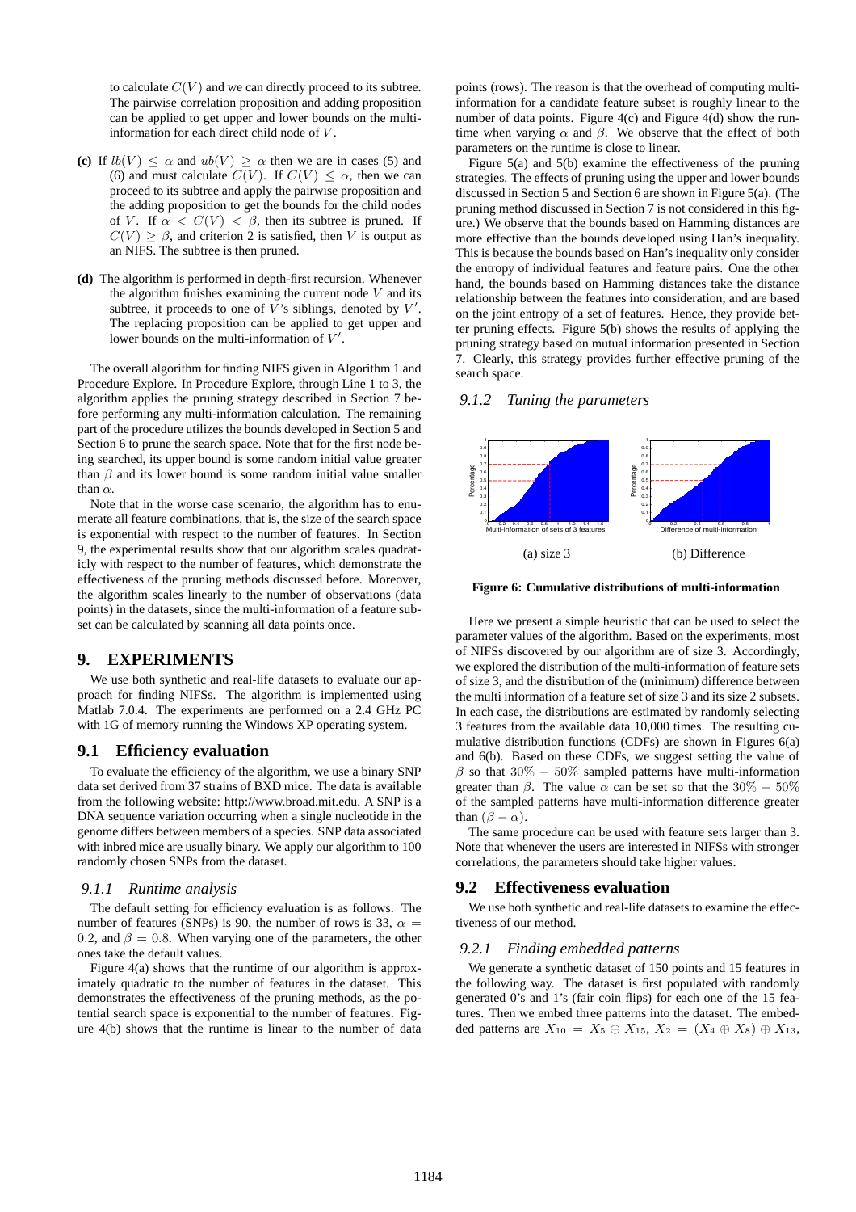to calculate $C(V)$ and we can directly proceed to its subtree. The pairwise correlation proposition and adding proposition can be applied to get upper and lower bounds on the multi-information for each direct child node of $V$.

**(c)** If $lb(V) \leq \alpha$ and $ub(V) \geq \alpha$ then we are in cases (5) and (6) and must calculate $C(V)$. If $C(V) \leq \alpha$, then we can proceed to its subtree and apply the pairwise proposition and the adding proposition to get the bounds for the child nodes of $V$. If $\alpha < C(V) < \beta$, then its subtree is pruned. If $C(V) \geq \beta$, and criterion 2 is satisfied, then $V$ is output as an NIFS. The subtree is then pruned.

**(d)** The algorithm is performed in depth-first recursion. Whenever the algorithm finishes examining the current node $V$ and its subtree, it proceeds to one of $V$'s siblings, denoted by $V'$. The replacing proposition can be applied to get upper and lower bounds on the multi-information of $V'$.

The overall algorithm for finding NIFS given in Algorithm 1 and Procedure Explore. In Procedure Explore, through Line 1 to 3, the algorithm applies the pruning strategy described in Section 7 before performing any multi-information calculation. The remaining part of the procedure utilizes the bounds developed in Section 5 and Section 6 to prune the search space. Note that for the first node being searched, its upper bound is some random initial value greater than $\beta$ and its lower bound is some random initial value smaller than $\alpha$.

Note that in the worse case scenario, the algorithm has to enumerate all feature combinations, that is, the size of the search space is exponential with respect to the number of features. In Section 9, the experimental results show that our algorithm scales quadraticly with respect to the number of features, which demonstrate the effectiveness of the pruning methods discussed before. Moreover, the algorithm scales linearly to the number of observations (data points) in the datasets, since the multi-information of a feature subset can be calculated by scanning all data points once.

## 9. EXPERIMENTS

We use both synthetic and real-life datasets to evaluate our approach for finding NIFSs. The algorithm is implemented using Matlab 7.0.4. The experiments are performed on a 2.4 GHz PC with 1G of memory running the Windows XP operating system.

### 9.1 Efficiency evaluation

To evaluate the efficiency of the algorithm, we use a binary SNP data set derived from 37 strains of BXD mice. The data is available from the following website: http://www.broad.mit.edu. A SNP is a DNA sequence variation occurring when a single nucleotide in the genome differs between members of a species. SNP data associated with inbred mice are usually binary. We apply our algorithm to 100 randomly chosen SNPs from the dataset.

#### *9.1.1 Runtime analysis*

The default setting for efficiency evaluation is as follows. The number of features (SNPs) is 90, the number of rows is 33, $\alpha = 0.2$, and $\beta = 0.8$. When varying one of the parameters, the other ones take the default values.

Figure 4(a) shows that the runtime of our algorithm is approximately quadratic to the number of features in the dataset. This demonstrates the effectiveness of the pruning methods, as the potential search space is exponential to the number of features. Figure 4(b) shows that the runtime is linear to the number of data points (rows). The reason is that the overhead of computing multi-information for a candidate feature subset is roughly linear to the number of data points. Figure 4(c) and Figure 4(d) show the runtime when varying $\alpha$ and $\beta$. We observe that the effect of both parameters on the runtime is close to linear.

Figure 5(a) and 5(b) examine the effectiveness of the pruning strategies. The effects of pruning using the upper and lower bounds discussed in Section 5 and Section 6 are shown in Figure 5(a). (The pruning method discussed in Section 7 is not considered in this figure.) We observe that the bounds based on Hamming distances are more effective than the bounds developed using Han's inequality. This is because the bounds based on Han's inequality only consider the entropy of individual features and feature pairs. One the other hand, the bounds based on Hamming distances take the distance relationship between the features into consideration, and are based on the joint entropy of a set of features. Hence, they provide better pruning effects. Figure 5(b) shows the results of applying the pruning strategy based on mutual information presented in Section 7. Clearly, this strategy provides further effective pruning of the search space.

#### *9.1.2 Tuning the parameters*

(a) size 3 (b) Difference

**Figure 6: Cumulative distributions of multi-information**

Here we present a simple heuristic that can be used to select the parameter values of the algorithm. Based on the experiments, most of NIFSs discovered by our algorithm are of size 3. Accordingly, we explored the distribution of the multi-information of feature sets of size 3, and the distribution of the (minimum) difference between the multi information of a feature set of size 3 and its size 2 subsets. In each case, the distributions are estimated by randomly selecting 3 features from the available data 10,000 times. The resulting cumulative distribution functions (CDFs) are shown in Figures 6(a) and 6(b). Based on these CDFs, we suggest setting the value of $\beta$ so that $30\% - 50\%$ sampled patterns have multi-information greater than $\beta$. The value $\alpha$ can be set so that the $30\% - 50\%$ of the sampled patterns have multi-information difference greater than $(\beta - \alpha)$.

The same procedure can be used with feature sets larger than 3. Note that whenever the users are interested in NIFSs with stronger correlations, the parameters should take higher values.

### 9.2 Effectiveness evaluation

We use both synthetic and real-life datasets to examine the effectiveness of our method.

#### *9.2.1 Finding embedded patterns*

We generate a synthetic dataset of 150 points and 15 features in the following way. The dataset is first populated with randomly generated 0's and 1's (fair coin flips) for each one of the 15 features. Then we embed three patterns into the dataset. The embedded patterns are $X_{10} = X_5 \oplus X_{15}$, $X_2 = (X_4 \oplus X_8) \oplus X_{13}$,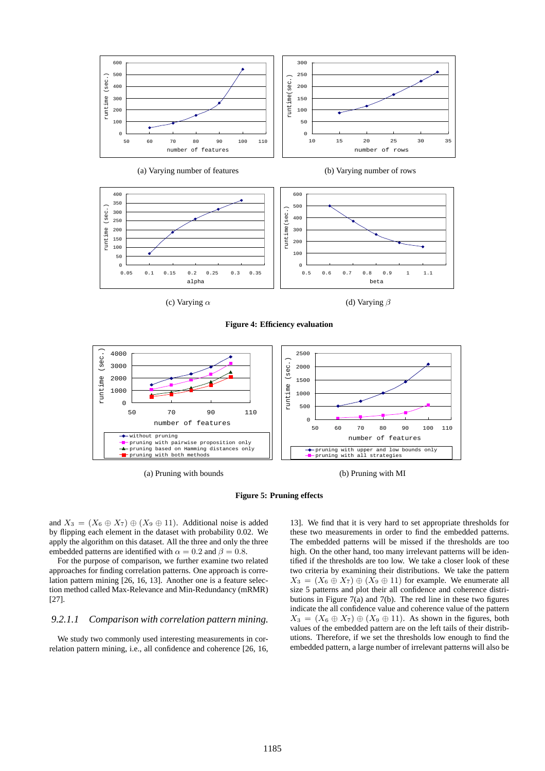runtime (sec.)
600
500
400
300
200
100
0
50 60 70 80 90 100 110
number of features

(a) Varying number of features

runtime(sec.)
300
250
200
150
100
50
0
10 15 20 25 30 35
number of rows

(b) Varying number of rows

runtime (sec.)
400
350
300
250
200
150
100
50
0
0.05 0.1 0.15 0.2 0.25 0.3 0.35
alpha

(c) Varying $\alpha$

runtime(sec.)
600
500
400
300
200
100
0
0.5 0.6 0.7 0.8 0.9 1 1.1
beta

(d) Varying $\beta$

**Figure 4: Efficiency evaluation**

runtime (sec.)
4000
3000
2000
1000
0
50 70 90 110
number of features

without pruning
pruning with pairwise proposition only
pruning based on Hamming distances only
pruning with both methods

(a) Pruning with bounds

runtime (sec.)
2500
2000
1500
1000
500
0
50 60 70 80 90 100 110
number of features

pruning with upper and low bounds only
pruning with all strategies

(b) Pruning with MI

**Figure 5: Pruning effects**

and $X_3 = (X_6 \oplus X_7) \oplus (X_9 \oplus 11)$. Additional noise is added by flipping each element in the dataset with probability 0.02. We apply the algorithm on this dataset. All the three and only the three embedded patterns are identified with $\alpha = 0.2$ and $\beta = 0.8$.

For the purpose of comparison, we further examine two related approaches for finding correlation patterns. One approach is correlation pattern mining [26, 16, 13]. Another one is a feature selection method called Max-Relevance and Min-Redundancy (mRMR) [27].

#### *9.2.1.1 Comparison with correlation pattern mining.*

We study two commonly used interesting measurements in correlation pattern mining, i.e., all confidence and coherence [26, 16, 13]. We find that it is very hard to set appropriate thresholds for these two measurements in order to find the embedded patterns. The embedded patterns will be missed if the thresholds are too high. On the other hand, too many irrelevant patterns will be identified if the thresholds are too low. We take a closer look of these two criteria by examining their distributions. We take the pattern $X_3 = (X_6 \oplus X_7) \oplus (X_9 \oplus 11)$ for example. We enumerate all size 5 patterns and plot their all confidence and coherence distributions in Figure 7(a) and 7(b). The red line in these two figures indicate the all confidence value and coherence value of the pattern $X_3 = (X_6 \oplus X_7) \oplus (X_9 \oplus 11)$. As shown in the figures, both values of the embedded pattern are on the left tails of their distributions. Therefore, if we set the thresholds low enough to find the embedded pattern, a large number of irrelevant patterns will also be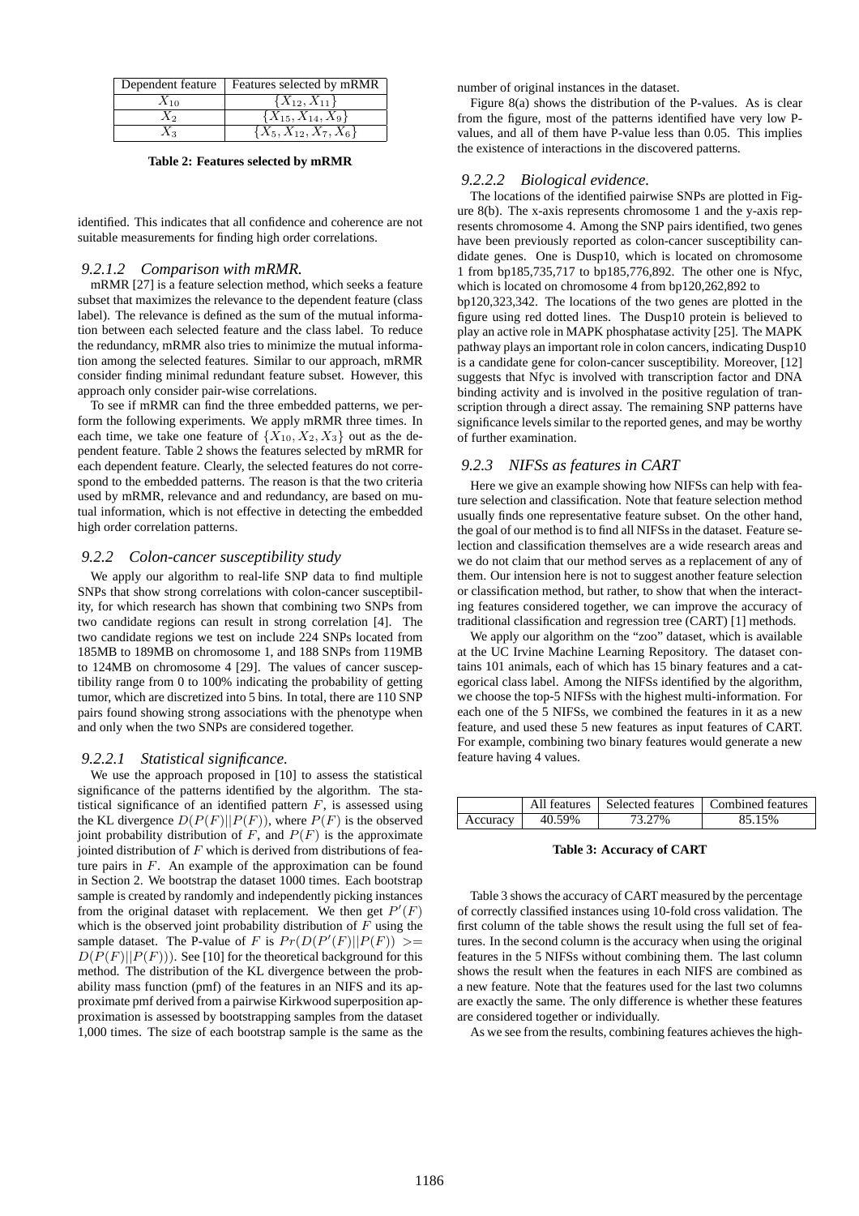| Dependent feature | Features selected by mRMR |
|---|---|
| $X_{10}$ | $\{X_{12}, X_{11}\}$ |
| $X_2$ | $\{X_{15}, X_{14}, X_9\}$ |
| $X_3$ | $\{X_5, X_{12}, X_7, X_6\}$ |

**Table 2: Features selected by mRMR**

identified. This indicates that all confidence and coherence are not suitable measurements for finding high order correlations.

#### *9.2.1.2 Comparison with mRMR.*

mRMR [27] is a feature selection method, which seeks a feature subset that maximizes the relevance to the dependent feature (class label). The relevance is defined as the sum of the mutual information between each selected feature and the class label. To reduce the redundancy, mRMR also tries to minimize the mutual information among the selected features. Similar to our approach, mRMR consider finding minimal redundant feature subset. However, this approach only consider pair-wise correlations.

To see if mRMR can find the three embedded patterns, we perform the following experiments. We apply mRMR three times. In each time, we take one feature of $\{X_{10}, X_2, X_3\}$ out as the dependent feature. Table 2 shows the features selected by mRMR for each dependent feature. Clearly, the selected features do not correspond to the embedded patterns. The reason is that the two criteria used by mRMR, relevance and and redundancy, are based on mutual information, which is not effective in detecting the embedded high order correlation patterns.

### *9.2.2 Colon-cancer susceptibility study*

We apply our algorithm to real-life SNP data to find multiple SNPs that show strong correlations with colon-cancer susceptibility, for which research has shown that combining two SNPs from two candidate regions can result in strong correlation [4]. The two candidate regions we test on include 224 SNPs located from 185MB to 189MB on chromosome 1, and 188 SNPs from 119MB to 124MB on chromosome 4 [29]. The values of cancer susceptibility range from 0 to 100% indicating the probability of getting tumor, which are discretized into 5 bins. In total, there are 110 SNP pairs found showing strong associations with the phenotype when and only when the two SNPs are considered together.

#### *9.2.2.1 Statistical significance.*

We use the approach proposed in [10] to assess the statistical significance of the patterns identified by the algorithm. The statistical significance of an identified pattern $F$, is assessed using the KL divergence $D(P(F)||P(F))$, where $P(F)$ is the observed joint probability distribution of $F$, and $P(F)$ is the approximate jointed distribution of $F$ which is derived from distributions of feature pairs in $F$. An example of the approximation can be found in Section 2. We bootstrap the dataset 1000 times. Each bootstrap sample is created by randomly and independently picking instances from the original dataset with replacement. We then get $P'(F)$ which is the observed joint probability distribution of $F$ using the sample dataset. The P-value of $F$ is $Pr(D(P'(F)||P(F)) >= D(P(F)||P(F)))$. See [10] for the theoretical background for this method. The distribution of the KL divergence between the probability mass function (pmf) of the features in an NIFS and its approximate pmf derived from a pairwise Kirkwood superposition approximation is assessed by bootstrapping samples from the dataset 1,000 times. The size of each bootstrap sample is the same as the number of original instances in the dataset.

Figure 8(a) shows the distribution of the P-values. As is clear from the figure, most of the patterns identified have very low P-values, and all of them have P-value less than 0.05. This implies the existence of interactions in the discovered patterns.

#### *9.2.2.2 Biological evidence.*

The locations of the identified pairwise SNPs are plotted in Figure 8(b). The x-axis represents chromosome 1 and the y-axis represents chromosome 4. Among the SNP pairs identified, two genes have been previously reported as colon-cancer susceptibility candidate genes. One is Dusp10, which is located on chromosome 1 from bp185,735,717 to bp185,776,892. The other one is Nfyc, which is located on chromosome 4 from bp120,262,892 to bp120,323,342. The locations of the two genes are plotted in the figure using red dotted lines. The Dusp10 protein is believed to play an active role in MAPK phosphatase activity [25]. The MAPK pathway plays an important role in colon cancers, indicating Dusp10 is a candidate gene for colon-cancer susceptibility. Moreover, [12] suggests that Nfyc is involved with transcription factor and DNA binding activity and is involved in the positive regulation of transcription through a direct assay. The remaining SNP patterns have significance levels similar to the reported genes, and may be worthy of further examination.

### *9.2.3 NIFSs as features in CART*

Here we give an example showing how NIFSs can help with feature selection and classification. Note that feature selection method usually finds one representative feature subset. On the other hand, the goal of our method is to find all NIFSs in the dataset. Feature selection and classification themselves are a wide research areas and we do not claim that our method serves as a replacement of any of them. Our intension here is not to suggest another feature selection or classification method, but rather, to show that when the interacting features considered together, we can improve the accuracy of traditional classification and regression tree (CART) [1] methods.

We apply our algorithm on the "zoo" dataset, which is available at the UC Irvine Machine Learning Repository. The dataset contains 101 animals, each of which has 15 binary features and a categorical class label. Among the NIFSs identified by the algorithm, we choose the top-5 NIFSs with the highest multi-information. For each one of the 5 NIFSs, we combined the features in it as a new feature, and used these 5 new features as input features of CART. For example, combining two binary features would generate a new feature having 4 values.

| | All features | Selected features | Combined features |
|---|---|---|---|
| Accuracy | 40.59% | 73.27% | 85.15% |

**Table 3: Accuracy of CART**

Table 3 shows the accuracy of CART measured by the percentage of correctly classified instances using 10-fold cross validation. The first column of the table shows the result using the full set of features. In the second column is the accuracy when using the original features in the 5 NIFSs without combining them. The last column shows the result when the features in each NIFS are combined as a new feature. Note that the features used for the last two columns are exactly the same. The only difference is whether these features are considered together or individually.

As we see from the results, combining features achieves the high-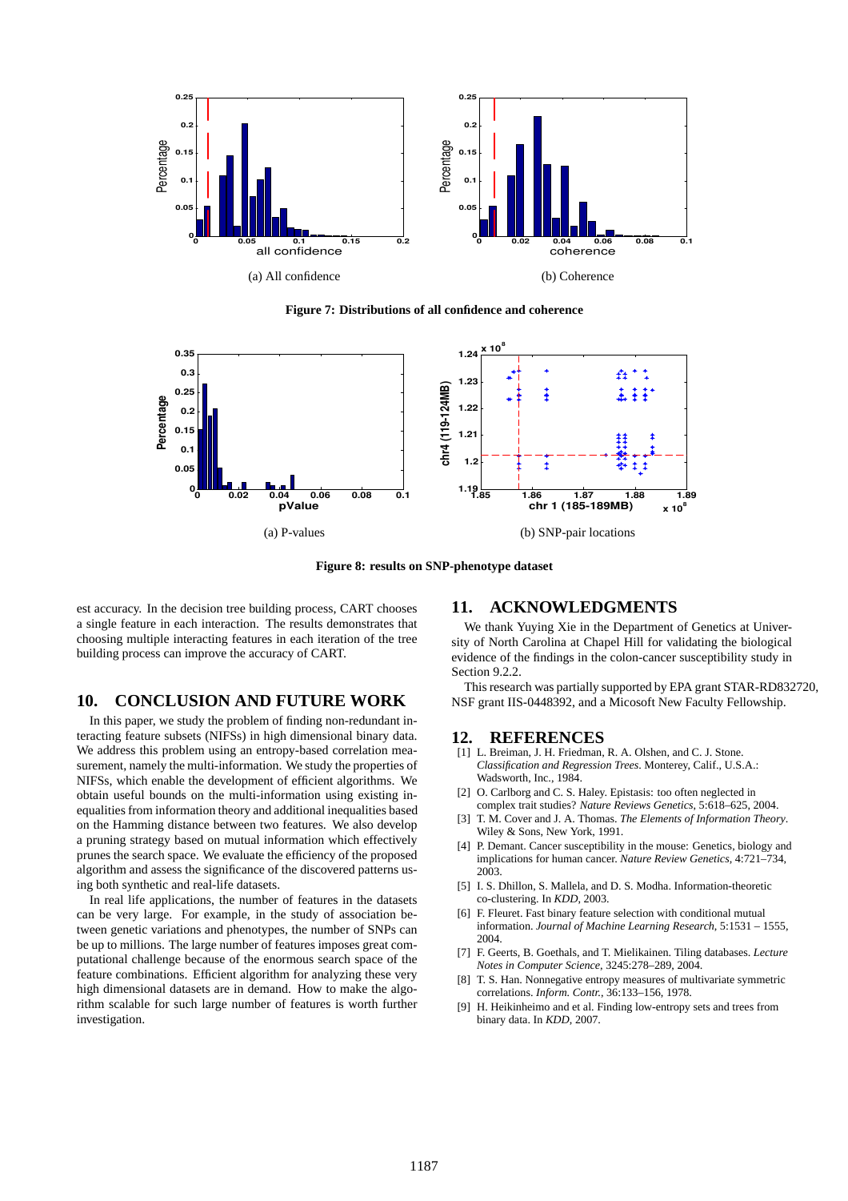0.25
0.2
0.15
0.1
0.05
0
Percentage
0 0.05 0.1 0.15 0.2
all confidence

(a) All confidence

0.25
0.2
0.15
0.1
0.05
0
Percentage
0 0.02 0.04 0.06 0.08 0.1
coherence

(b) Coherence

**Figure 7: Distributions of all confidence and coherence**

0.35
0.3
0.25
0.2
0.15
0.1
0.05
0
Percentage
0 0.02 0.04 0.06 0.08 0.1
pValue

(a) P-values

x 10[8]
1.24
1.23
1.22
1.21
1.2
1.19
chr4 (119-124MB)
1.85 1.86 1.87 1.88 1.89
chr 1 (185-189MB)
x 10[8]

(b) SNP-pair locations

**Figure 8: results on SNP-phenotype dataset**

est accuracy. In the decision tree building process, CART chooses a single feature in each interaction. The results demonstrates that choosing multiple interacting features in each iteration of the tree building process can improve the accuracy of CART.

## 10. CONCLUSION AND FUTURE WORK

In this paper, we study the problem of finding non-redundant interacting feature subsets (NIFSs) in high dimensional binary data. We address this problem using an entropy-based correlation measurement, namely the multi-information. We study the properties of NIFSs, which enable the development of efficient algorithms. We obtain useful bounds on the multi-information using existing inequalities from information theory and additional inequalities based on the Hamming distance between two features. We also develop a pruning strategy based on mutual information which effectively prunes the search space. We evaluate the efficiency of the proposed algorithm and assess the significance of the discovered patterns using both synthetic and real-life datasets.

In real life applications, the number of features in the datasets can be very large. For example, in the study of association between genetic variations and phenotypes, the number of SNPs can be up to millions. The large number of features imposes great computational challenge because of the enormous search space of the feature combinations. Efficient algorithm for analyzing these very high dimensional datasets are in demand. How to make the algorithm scalable for such large number of features is worth further investigation.

## 11. ACKNOWLEDGMENTS

We thank Yuying Xie in the Department of Genetics at University of North Carolina at Chapel Hill for validating the biological evidence of the findings in the colon-cancer susceptibility study in Section 9.2.2.

This research was partially supported by EPA grant STAR-RD832720, NSF grant IIS-0448392, and a Micosoft New Faculty Fellowship.

## 12. REFERENCES

[1] L. Breiman, J. H. Friedman, R. A. Olshen, and C. J. Stone. *Classification and Regression Trees*. Monterey, Calif., U.S.A.: Wadsworth, Inc., 1984.

[2] O. Carlborg and C. S. Haley. Epistasis: too often neglected in complex trait studies? *Nature Reviews Genetics*, 5:618–625, 2004.

[3] T. M. Cover and J. A. Thomas. *The Elements of Information Theory*. Wiley & Sons, New York, 1991.

[4] P. Demant. Cancer susceptibility in the mouse: Genetics, biology and implications for human cancer. *Nature Review Genetics*, 4:721–734, 2003.

[5] I. S. Dhillon, S. Mallela, and D. S. Modha. Information-theoretic co-clustering. In *KDD*, 2003.

[6] F. Fleuret. Fast binary feature selection with conditional mutual information. *Journal of Machine Learning Research*, 5:1531 – 1555, 2004.

[7] F. Geerts, B. Goethals, and T. Mielikainen. Tiling databases. *Lecture Notes in Computer Science*, 3245:278–289, 2004.

[8] T. S. Han. Nonnegative entropy measures of multivariate symmetric correlations. *Inform. Contr.*, 36:133–156, 1978.

[9] H. Heikinheimo and et al. Finding low-entropy sets and trees from binary data. In *KDD*, 2007.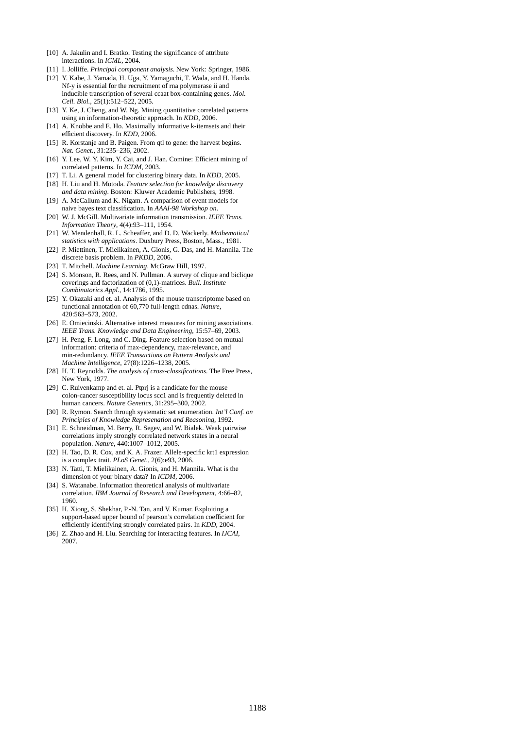[10] A. Jakulin and I. Bratko. Testing the significance of attribute interactions. In *ICML*, 2004.

[11] I. Jolliffe. *Principal component analysis*. New York: Springer, 1986.

[12] Y. Kabe, J. Yamada, H. Uga, Y. Yamaguchi, T. Wada, and H. Handa. Nf-y is essential for the recruitment of rna polymerase ii and inducible transcription of several ccaat box-containing genes. *Mol. Cell. Biol.*, 25(1):512–522, 2005.

[13] Y. Ke, J. Cheng, and W. Ng. Mining quantitative correlated patterns using an information-theoretic approach. In *KDD*, 2006.

[14] A. Knobbe and E. Ho. Maximally informative k-itemsets and their efficient discovery. In *KDD*, 2006.

[15] R. Korstanje and B. Paigen. From qtl to gene: the harvest begins. *Nat. Genet.*, 31:235–236, 2002.

[16] Y. Lee, W. Y. Kim, Y. Cai, and J. Han. Comine: Efficient mining of correlated patterns. In *ICDM*, 2003.

[17] T. Li. A general model for clustering binary data. In *KDD*, 2005.

[18] H. Liu and H. Motoda. *Feature selection for knowledge discovery and data mining*. Boston: Kluwer Academic Publishers, 1998.

[19] A. McCallum and K. Nigam. A comparison of event models for naive bayes text classification. In *AAAI-98 Workshop on*.

[20] W. J. McGill. Multivariate information transmission. *IEEE Trans. Information Theory*, 4(4):93–111, 1954.

[21] W. Mendenhall, R. L. Scheaffer, and D. D. Wackerly. *Mathematical statistics with applications*. Duxbury Press, Boston, Mass., 1981.

[22] P. Miettinen, T. Mielikainen, A. Gionis, G. Das, and H. Mannila. The discrete basis problem. In *PKDD*, 2006.

[23] T. Mitchell. *Machine Learning*. McGraw Hill, 1997.

[24] S. Monson, R. Rees, and N. Pullman. A survey of clique and biclique coverings and factorization of (0,1)-matrices. *Bull. Institute Combinatorics Appl.*, 14:1786, 1995.

[25] Y. Okazaki and et. al. Analysis of the mouse transcriptome based on functional annotation of 60,770 full-length cdnas. *Nature*, 420:563–573, 2002.

[26] E. Omiecinski. Alternative interest measures for mining associations. *IEEE Trans. Knowledge and Data Engineering*, 15:57–69, 2003.

[27] H. Peng, F. Long, and C. Ding. Feature selection based on mutual information: criteria of max-dependency, max-relevance, and min-redundancy. *IEEE Transactions on Pattern Analysis and Machine Intelligence*, 27(8):1226–1238, 2005.

[28] H. T. Reynolds. *The analysis of cross-classifications*. The Free Press, New York, 1977.

[29] C. Ruivenkamp and et. al. Ptprj is a candidate for the mouse colon-cancer susceptibility locus scc1 and is frequently deleted in human cancers. *Nature Genetics*, 31:295–300, 2002.

[30] R. Rymon. Search through systematic set enumeration. *Int'l Conf. on Principles of Knowledge Represenation and Reasoning*, 1992.

[31] E. Schneidman, M. Berry, R. Segev, and W. Bialek. Weak pairwise correlations imply strongly correlated network states in a neural population. *Nature*, 440:1007–1012, 2005.

[32] H. Tao, D. R. Cox, and K. A. Frazer. Allele-specific krt1 expression is a complex trait. *PLoS Genet.*, 2(6):e93, 2006.

[33] N. Tatti, T. Mielikainen, A. Gionis, and H. Mannila. What is the dimension of your binary data? In *ICDM*, 2006.

[34] S. Watanabe. Information theoretical analysis of multivariate correlation. *IBM Journal of Research and Development*, 4:66–82, 1960.

[35] H. Xiong, S. Shekhar, P.-N. Tan, and V. Kumar. Exploiting a support-based upper bound of pearson's correlation coefficient for efficiently identifying strongly correlated pairs. In *KDD*, 2004.

[36] Z. Zhao and H. Liu. Searching for interacting features. In *IJCAI*, 2007.